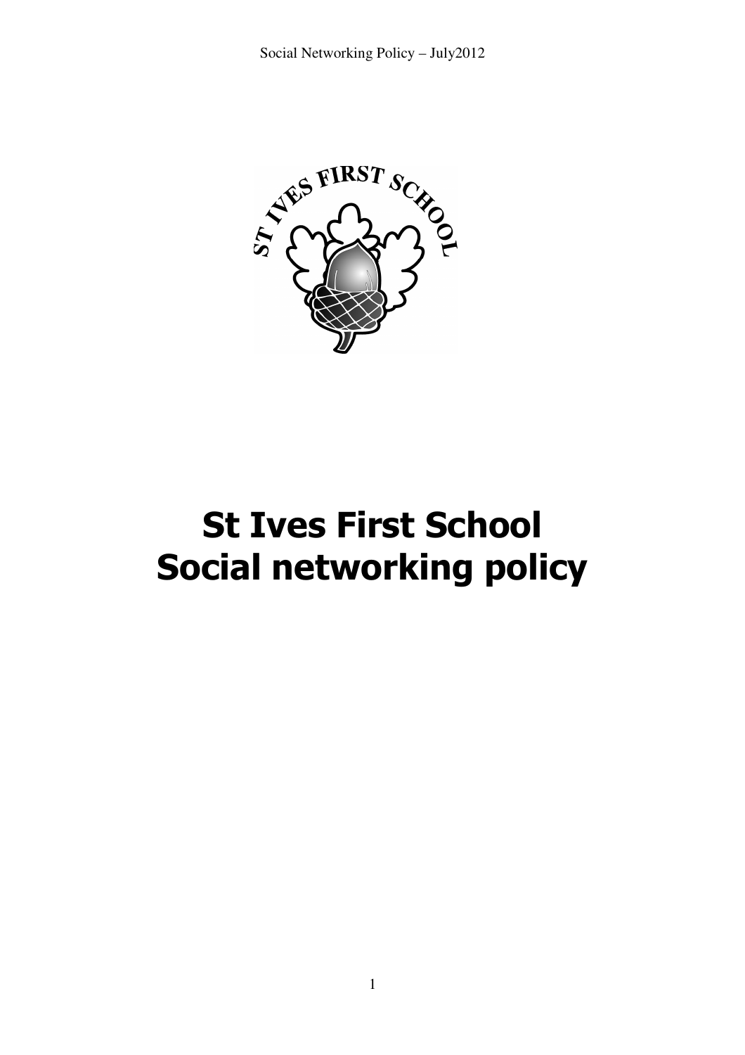# St Ives First School
# Social networking policy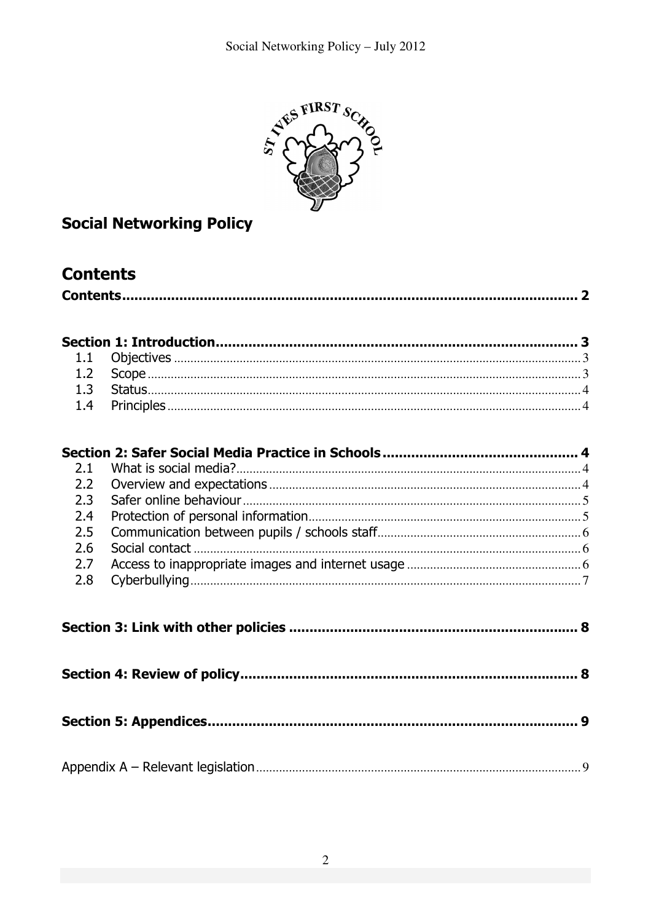# Social Networking Policy

## Contents

**Contents** ..... **2**

**Section 1: Introduction** ..... **3**

- 1.1 Objectives ..... 3
- 1.2 Scope ..... 3
- 1.3 Status ..... 4
- 1.4 Principles ..... 4

**Section 2: Safer Social Media Practice in Schools** ..... **4**

- 2.1 What is social media? ..... 4
- 2.2 Overview and expectations ..... 4
- 2.3 Safer online behaviour ..... 5
- 2.4 Protection of personal information ..... 5
- 2.5 Communication between pupils / schools staff ..... 6
- 2.6 Social contact ..... 6
- 2.7 Access to inappropriate images and internet usage ..... 6
- 2.8 Cyberbullying ..... 7

**Section 3: Link with other policies** ..... **8**

**Section 4: Review of policy** ..... **8**

**Section 5: Appendices** ..... **9**

Appendix A – Relevant legislation ..... 9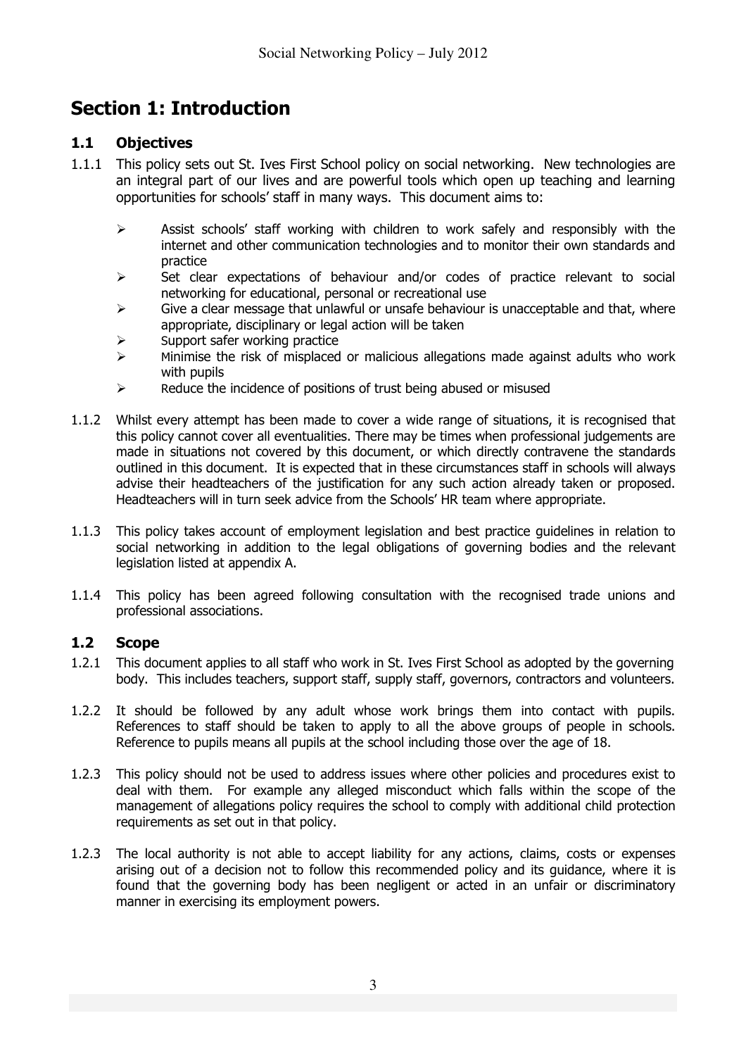# Section 1: Introduction

## 1.1 Objectives

1.1.1 This policy sets out St. Ives First School policy on social networking. New technologies are an integral part of our lives and are powerful tools which open up teaching and learning opportunities for schools' staff in many ways. This document aims to:

- Assist schools' staff working with children to work safely and responsibly with the internet and other communication technologies and to monitor their own standards and practice
- Set clear expectations of behaviour and/or codes of practice relevant to social networking for educational, personal or recreational use
- Give a clear message that unlawful or unsafe behaviour is unacceptable and that, where appropriate, disciplinary or legal action will be taken
- Support safer working practice
- Minimise the risk of misplaced or malicious allegations made against adults who work with pupils
- Reduce the incidence of positions of trust being abused or misused

1.1.2 Whilst every attempt has been made to cover a wide range of situations, it is recognised that this policy cannot cover all eventualities. There may be times when professional judgements are made in situations not covered by this document, or which directly contravene the standards outlined in this document. It is expected that in these circumstances staff in schools will always advise their headteachers of the justification for any such action already taken or proposed. Headteachers will in turn seek advice from the Schools' HR team where appropriate.

1.1.3 This policy takes account of employment legislation and best practice guidelines in relation to social networking in addition to the legal obligations of governing bodies and the relevant legislation listed at appendix A.

1.1.4 This policy has been agreed following consultation with the recognised trade unions and professional associations.

## 1.2 Scope

1.2.1 This document applies to all staff who work in St. Ives First School as adopted by the governing body. This includes teachers, support staff, supply staff, governors, contractors and volunteers.

1.2.2 It should be followed by any adult whose work brings them into contact with pupils. References to staff should be taken to apply to all the above groups of people in schools. Reference to pupils means all pupils at the school including those over the age of 18.

1.2.3 This policy should not be used to address issues where other policies and procedures exist to deal with them. For example any alleged misconduct which falls within the scope of the management of allegations policy requires the school to comply with additional child protection requirements as set out in that policy.

1.2.3 The local authority is not able to accept liability for any actions, claims, costs or expenses arising out of a decision not to follow this recommended policy and its guidance, where it is found that the governing body has been negligent or acted in an unfair or discriminatory manner in exercising its employment powers.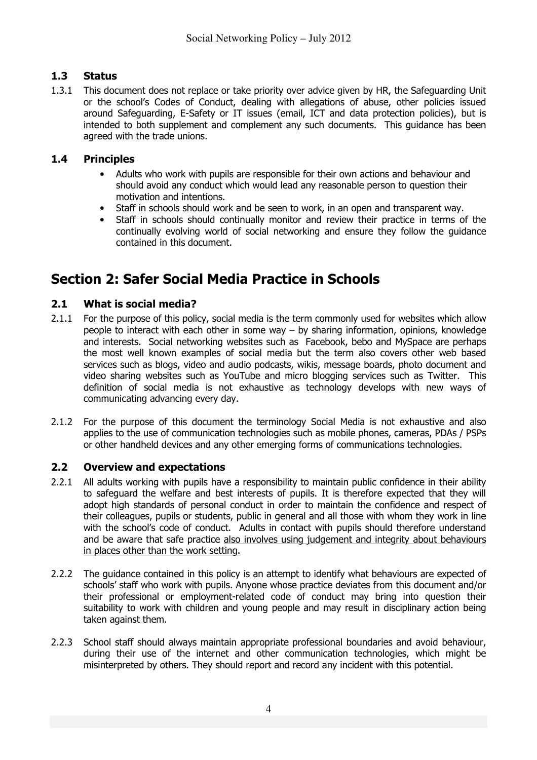### 1.3 Status

1.3.1 This document does not replace or take priority over advice given by HR, the Safeguarding Unit or the school's Codes of Conduct, dealing with allegations of abuse, other policies issued around Safeguarding, E-Safety or IT issues (email, ICT and data protection policies), but is intended to both supplement and complement any such documents. This guidance has been agreed with the trade unions.

### 1.4 Principles

- Adults who work with pupils are responsible for their own actions and behaviour and should avoid any conduct which would lead any reasonable person to question their motivation and intentions.
- Staff in schools should work and be seen to work, in an open and transparent way.
- Staff in schools should continually monitor and review their practice in terms of the continually evolving world of social networking and ensure they follow the guidance contained in this document.

## Section 2: Safer Social Media Practice in Schools

### 2.1 What is social media?

2.1.1 For the purpose of this policy, social media is the term commonly used for websites which allow people to interact with each other in some way – by sharing information, opinions, knowledge and interests. Social networking websites such as Facebook, bebo and MySpace are perhaps the most well known examples of social media but the term also covers other web based services such as blogs, video and audio podcasts, wikis, message boards, photo document and video sharing websites such as YouTube and micro blogging services such as Twitter. This definition of social media is not exhaustive as technology develops with new ways of communicating advancing every day.

2.1.2 For the purpose of this document the terminology Social Media is not exhaustive and also applies to the use of communication technologies such as mobile phones, cameras, PDAs / PSPs or other handheld devices and any other emerging forms of communications technologies.

### 2.2 Overview and expectations

2.2.1 All adults working with pupils have a responsibility to maintain public confidence in their ability to safeguard the welfare and best interests of pupils. It is therefore expected that they will adopt high standards of personal conduct in order to maintain the confidence and respect of their colleagues, pupils or students, public in general and all those with whom they work in line with the school's code of conduct. Adults in contact with pupils should therefore understand and be aware that safe practice <u>also involves using judgement and integrity about behaviours in places other than the work setting.</u>

2.2.2 The guidance contained in this policy is an attempt to identify what behaviours are expected of schools' staff who work with pupils. Anyone whose practice deviates from this document and/or their professional or employment-related code of conduct may bring into question their suitability to work with children and young people and may result in disciplinary action being taken against them.

2.2.3 School staff should always maintain appropriate professional boundaries and avoid behaviour, during their use of the internet and other communication technologies, which might be misinterpreted by others. They should report and record any incident with this potential.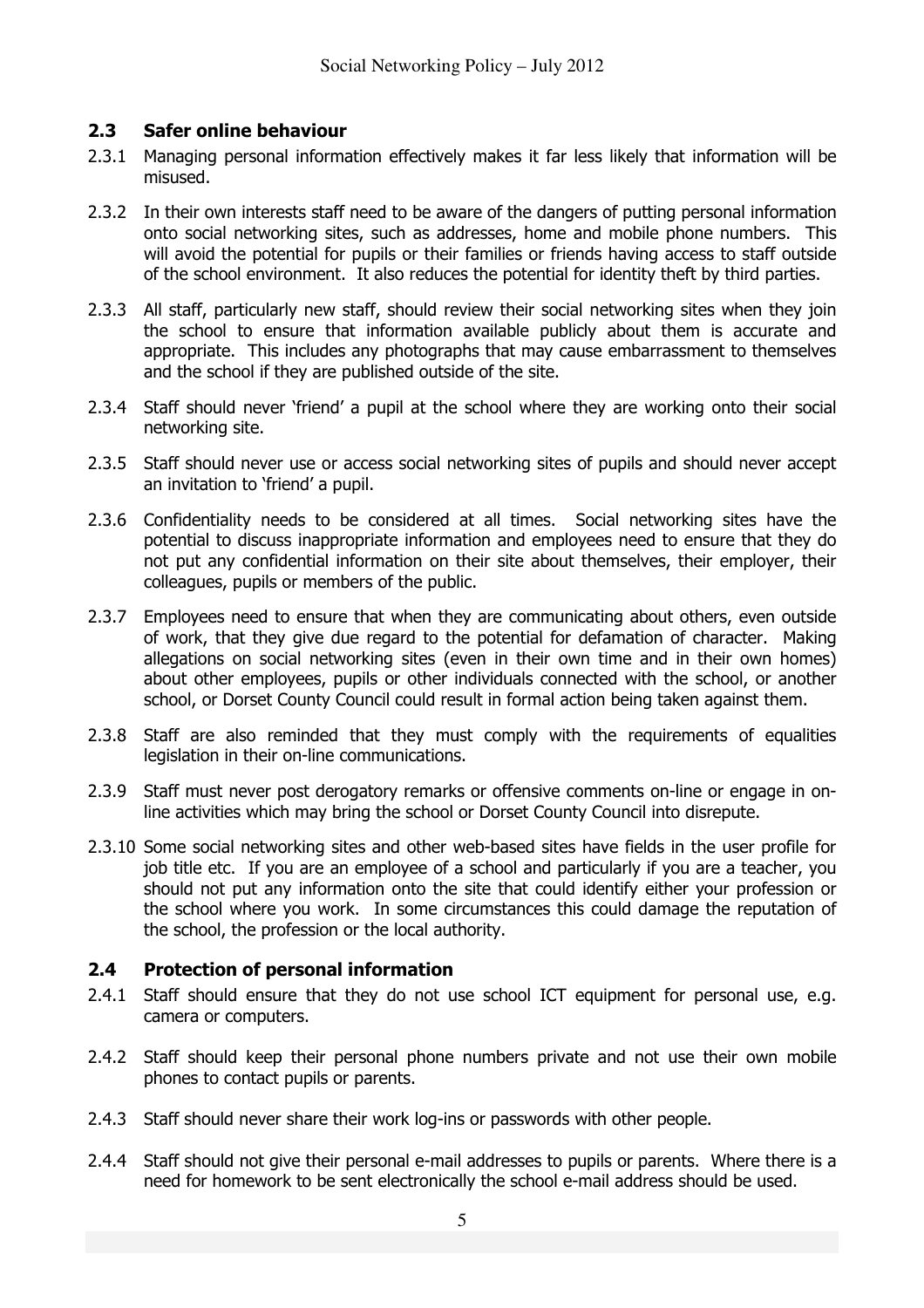### 2.3 Safer online behaviour

2.3.1 Managing personal information effectively makes it far less likely that information will be misused.

2.3.2 In their own interests staff need to be aware of the dangers of putting personal information onto social networking sites, such as addresses, home and mobile phone numbers. This will avoid the potential for pupils or their families or friends having access to staff outside of the school environment. It also reduces the potential for identity theft by third parties.

2.3.3 All staff, particularly new staff, should review their social networking sites when they join the school to ensure that information available publicly about them is accurate and appropriate. This includes any photographs that may cause embarrassment to themselves and the school if they are published outside of the site.

2.3.4 Staff should never 'friend' a pupil at the school where they are working onto their social networking site.

2.3.5 Staff should never use or access social networking sites of pupils and should never accept an invitation to 'friend' a pupil.

2.3.6 Confidentiality needs to be considered at all times. Social networking sites have the potential to discuss inappropriate information and employees need to ensure that they do not put any confidential information on their site about themselves, their employer, their colleagues, pupils or members of the public.

2.3.7 Employees need to ensure that when they are communicating about others, even outside of work, that they give due regard to the potential for defamation of character. Making allegations on social networking sites (even in their own time and in their own homes) about other employees, pupils or other individuals connected with the school, or another school, or Dorset County Council could result in formal action being taken against them.

2.3.8 Staff are also reminded that they must comply with the requirements of equalities legislation in their on-line communications.

2.3.9 Staff must never post derogatory remarks or offensive comments on-line or engage in on-line activities which may bring the school or Dorset County Council into disrepute.

2.3.10 Some social networking sites and other web-based sites have fields in the user profile for job title etc. If you are an employee of a school and particularly if you are a teacher, you should not put any information onto the site that could identify either your profession or the school where you work. In some circumstances this could damage the reputation of the school, the profession or the local authority.

### 2.4 Protection of personal information

2.4.1 Staff should ensure that they do not use school ICT equipment for personal use, e.g. camera or computers.

2.4.2 Staff should keep their personal phone numbers private and not use their own mobile phones to contact pupils or parents.

2.4.3 Staff should never share their work log-ins or passwords with other people.

2.4.4 Staff should not give their personal e-mail addresses to pupils or parents. Where there is a need for homework to be sent electronically the school e-mail address should be used.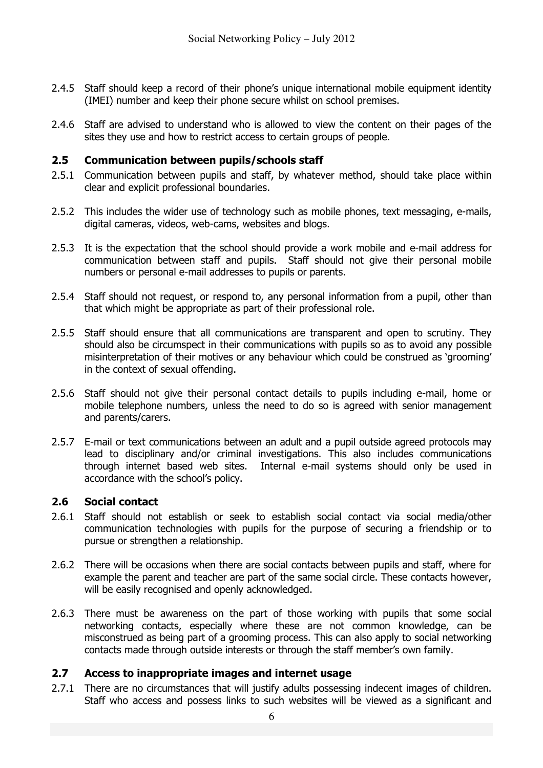2.4.5 Staff should keep a record of their phone's unique international mobile equipment identity (IMEI) number and keep their phone secure whilst on school premises.

2.4.6 Staff are advised to understand who is allowed to view the content on their pages of the sites they use and how to restrict access to certain groups of people.

### 2.5 Communication between pupils/schools staff

2.5.1 Communication between pupils and staff, by whatever method, should take place within clear and explicit professional boundaries.

2.5.2 This includes the wider use of technology such as mobile phones, text messaging, e-mails, digital cameras, videos, web-cams, websites and blogs.

2.5.3 It is the expectation that the school should provide a work mobile and e-mail address for communication between staff and pupils. Staff should not give their personal mobile numbers or personal e-mail addresses to pupils or parents.

2.5.4 Staff should not request, or respond to, any personal information from a pupil, other than that which might be appropriate as part of their professional role.

2.5.5 Staff should ensure that all communications are transparent and open to scrutiny. They should also be circumspect in their communications with pupils so as to avoid any possible misinterpretation of their motives or any behaviour which could be construed as 'grooming' in the context of sexual offending.

2.5.6 Staff should not give their personal contact details to pupils including e-mail, home or mobile telephone numbers, unless the need to do so is agreed with senior management and parents/carers.

2.5.7 E-mail or text communications between an adult and a pupil outside agreed protocols may lead to disciplinary and/or criminal investigations. This also includes communications through internet based web sites. Internal e-mail systems should only be used in accordance with the school's policy.

### 2.6 Social contact

2.6.1 Staff should not establish or seek to establish social contact via social media/other communication technologies with pupils for the purpose of securing a friendship or to pursue or strengthen a relationship.

2.6.2 There will be occasions when there are social contacts between pupils and staff, where for example the parent and teacher are part of the same social circle. These contacts however, will be easily recognised and openly acknowledged.

2.6.3 There must be awareness on the part of those working with pupils that some social networking contacts, especially where these are not common knowledge, can be misconstrued as being part of a grooming process. This can also apply to social networking contacts made through outside interests or through the staff member's own family.

### 2.7 Access to inappropriate images and internet usage

2.7.1 There are no circumstances that will justify adults possessing indecent images of children. Staff who access and possess links to such websites will be viewed as a significant and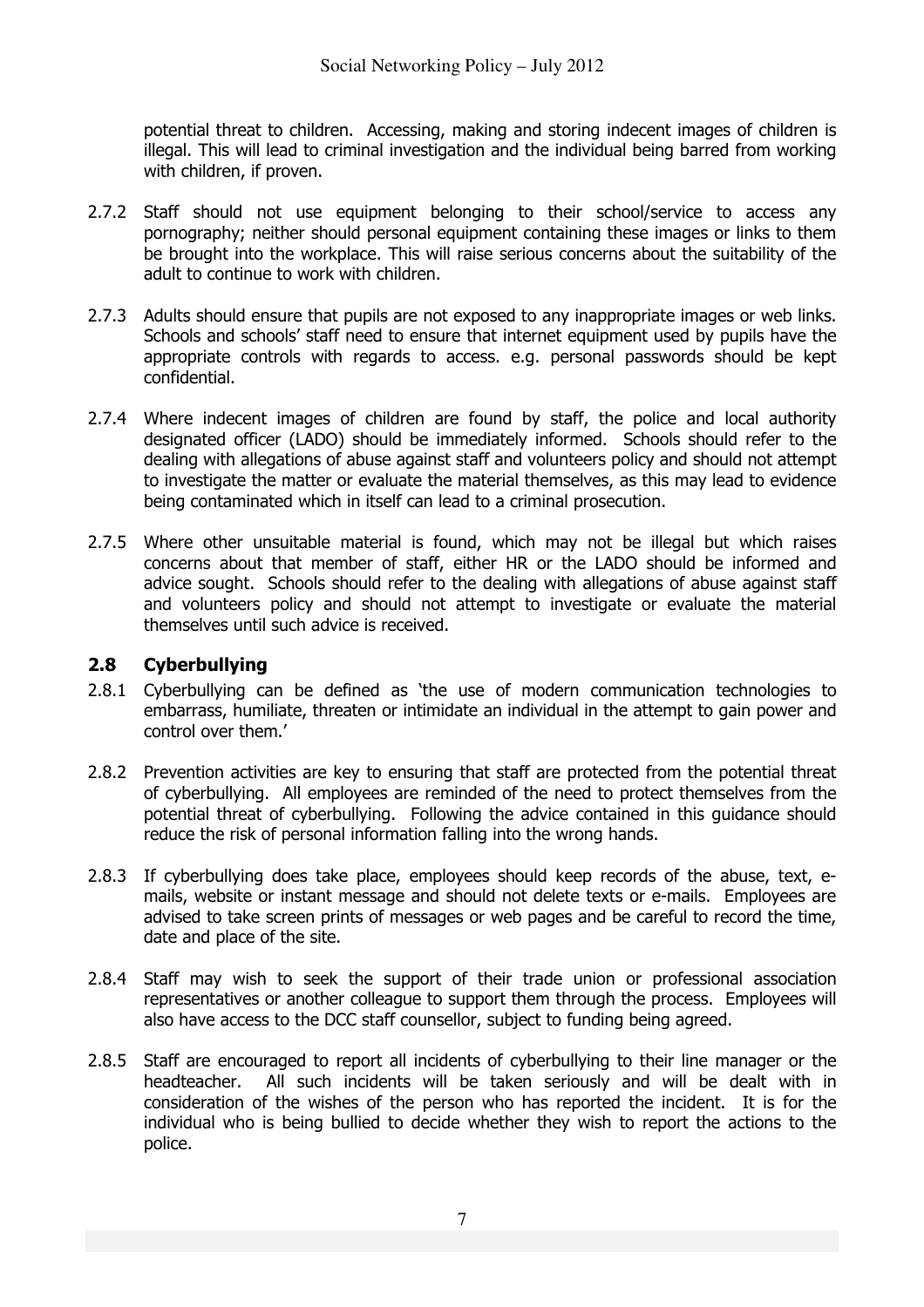potential threat to children. Accessing, making and storing indecent images of children is illegal. This will lead to criminal investigation and the individual being barred from working with children, if proven.

2.7.2 Staff should not use equipment belonging to their school/service to access any pornography; neither should personal equipment containing these images or links to them be brought into the workplace. This will raise serious concerns about the suitability of the adult to continue to work with children.

2.7.3 Adults should ensure that pupils are not exposed to any inappropriate images or web links. Schools and schools' staff need to ensure that internet equipment used by pupils have the appropriate controls with regards to access. e.g. personal passwords should be kept confidential.

2.7.4 Where indecent images of children are found by staff, the police and local authority designated officer (LADO) should be immediately informed. Schools should refer to the dealing with allegations of abuse against staff and volunteers policy and should not attempt to investigate the matter or evaluate the material themselves, as this may lead to evidence being contaminated which in itself can lead to a criminal prosecution.

2.7.5 Where other unsuitable material is found, which may not be illegal but which raises concerns about that member of staff, either HR or the LADO should be informed and advice sought. Schools should refer to the dealing with allegations of abuse against staff and volunteers policy and should not attempt to investigate or evaluate the material themselves until such advice is received.

## 2.8 Cyberbullying

2.8.1 Cyberbullying can be defined as 'the use of modern communication technologies to embarrass, humiliate, threaten or intimidate an individual in the attempt to gain power and control over them.'

2.8.2 Prevention activities are key to ensuring that staff are protected from the potential threat of cyberbullying. All employees are reminded of the need to protect themselves from the potential threat of cyberbullying. Following the advice contained in this guidance should reduce the risk of personal information falling into the wrong hands.

2.8.3 If cyberbullying does take place, employees should keep records of the abuse, text, e-mails, website or instant message and should not delete texts or e-mails. Employees are advised to take screen prints of messages or web pages and be careful to record the time, date and place of the site.

2.8.4 Staff may wish to seek the support of their trade union or professional association representatives or another colleague to support them through the process. Employees will also have access to the DCC staff counsellor, subject to funding being agreed.

2.8.5 Staff are encouraged to report all incidents of cyberbullying to their line manager or the headteacher. All such incidents will be taken seriously and will be dealt with in consideration of the wishes of the person who has reported the incident. It is for the individual who is being bullied to decide whether they wish to report the actions to the police.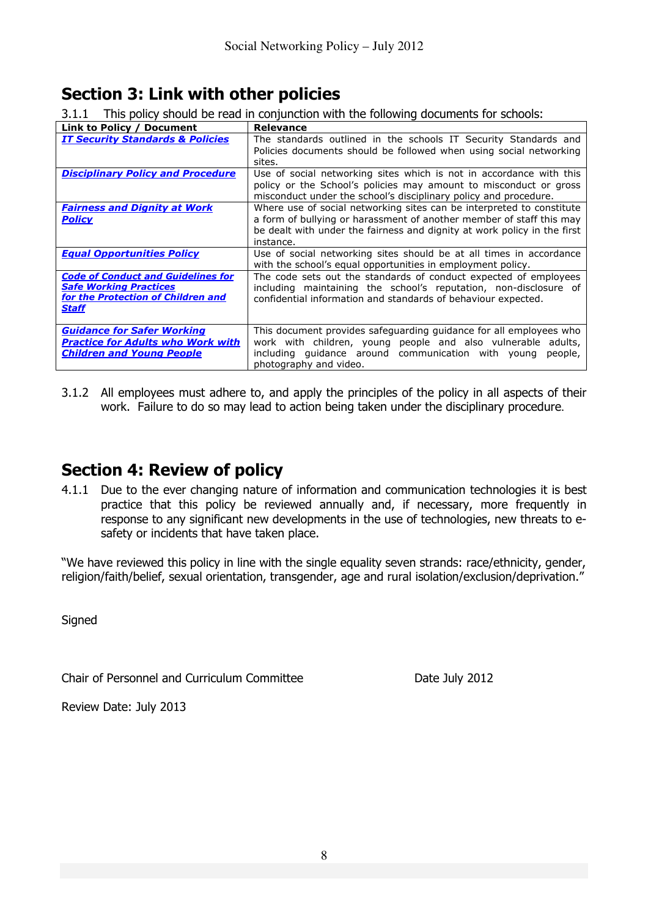## Section 3: Link with other policies

3.1.1 This policy should be read in conjunction with the following documents for schools:

| Link to Policy / Document | Relevance |
|---|---|
| ***IT Security Standards & Policies*** | The standards outlined in the schools IT Security Standards and Policies documents should be followed when using social networking sites. |
| ***Disciplinary Policy and Procedure*** | Use of social networking sites which is not in accordance with this policy or the School's policies may amount to misconduct or gross misconduct under the school's disciplinary policy and procedure. |
| ***Fairness and Dignity at Work Policy*** | Where use of social networking sites can be interpreted to constitute a form of bullying or harassment of another member of staff this may be dealt with under the fairness and dignity at work policy in the first instance. |
| ***Equal Opportunities Policy*** | Use of social networking sites should be at all times in accordance with the school's equal opportunities in employment policy. |
| ***Code of Conduct and Guidelines for Safe Working Practices for the Protection of Children and Staff*** | The code sets out the standards of conduct expected of employees including maintaining the school's reputation, non-disclosure of confidential information and standards of behaviour expected. |
| ***Guidance for Safer Working Practice for Adults who Work with Children and Young People*** | This document provides safeguarding guidance for all employees who work with children, young people and also vulnerable adults, including guidance around communication with young people, photography and video. |

3.1.2 All employees must adhere to, and apply the principles of the policy in all aspects of their work. Failure to do so may lead to action being taken under the disciplinary procedure.

## Section 4: Review of policy

4.1.1 Due to the ever changing nature of information and communication technologies it is best practice that this policy be reviewed annually and, if necessary, more frequently in response to any significant new developments in the use of technologies, new threats to e-safety or incidents that have taken place.

"We have reviewed this policy in line with the single equality seven strands: race/ethnicity, gender, religion/faith/belief, sexual orientation, transgender, age and rural isolation/exclusion/deprivation."

Signed

Chair of Personnel and Curriculum Committee Date July 2012

Review Date: July 2013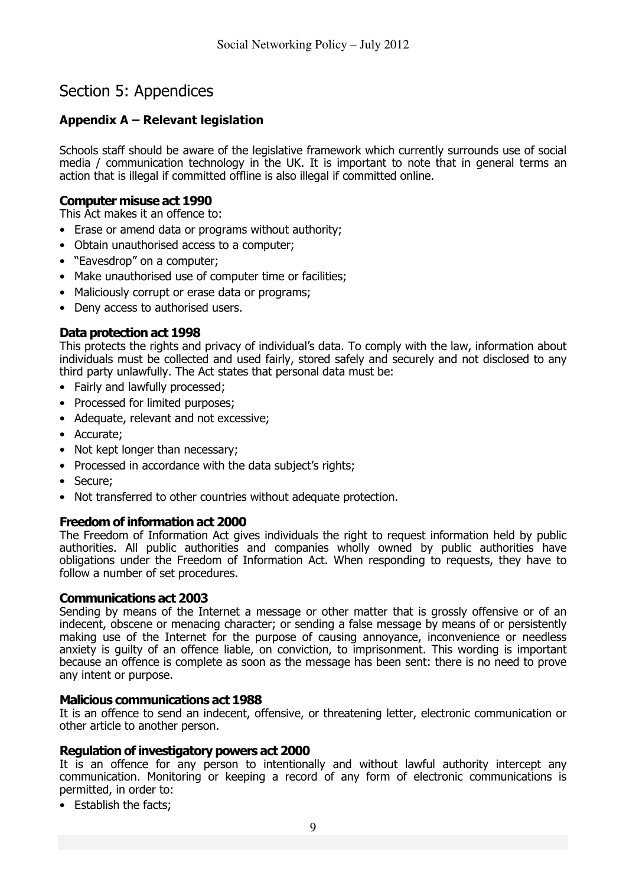# Section 5: Appendices

## Appendix A – Relevant legislation

Schools staff should be aware of the legislative framework which currently surrounds use of social media / communication technology in the UK. It is important to note that in general terms an action that is illegal if committed offline is also illegal if committed online.

### Computer misuse act 1990

This Act makes it an offence to:

- Erase or amend data or programs without authority;
- Obtain unauthorised access to a computer;
- "Eavesdrop" on a computer;
- Make unauthorised use of computer time or facilities;
- Maliciously corrupt or erase data or programs;
- Deny access to authorised users.

### Data protection act 1998

This protects the rights and privacy of individual's data. To comply with the law, information about individuals must be collected and used fairly, stored safely and securely and not disclosed to any third party unlawfully. The Act states that personal data must be:

- Fairly and lawfully processed;
- Processed for limited purposes;
- Adequate, relevant and not excessive;
- Accurate;
- Not kept longer than necessary;
- Processed in accordance with the data subject's rights;
- Secure;
- Not transferred to other countries without adequate protection.

### Freedom of information act 2000

The Freedom of Information Act gives individuals the right to request information held by public authorities. All public authorities and companies wholly owned by public authorities have obligations under the Freedom of Information Act. When responding to requests, they have to follow a number of set procedures.

### Communications act 2003

Sending by means of the Internet a message or other matter that is grossly offensive or of an indecent, obscene or menacing character; or sending a false message by means of or persistently making use of the Internet for the purpose of causing annoyance, inconvenience or needless anxiety is guilty of an offence liable, on conviction, to imprisonment. This wording is important because an offence is complete as soon as the message has been sent: there is no need to prove any intent or purpose.

### Malicious communications act 1988

It is an offence to send an indecent, offensive, or threatening letter, electronic communication or other article to another person.

### Regulation of investigatory powers act 2000

It is an offence for any person to intentionally and without lawful authority intercept any communication. Monitoring or keeping a record of any form of electronic communications is permitted, in order to:

- Establish the facts;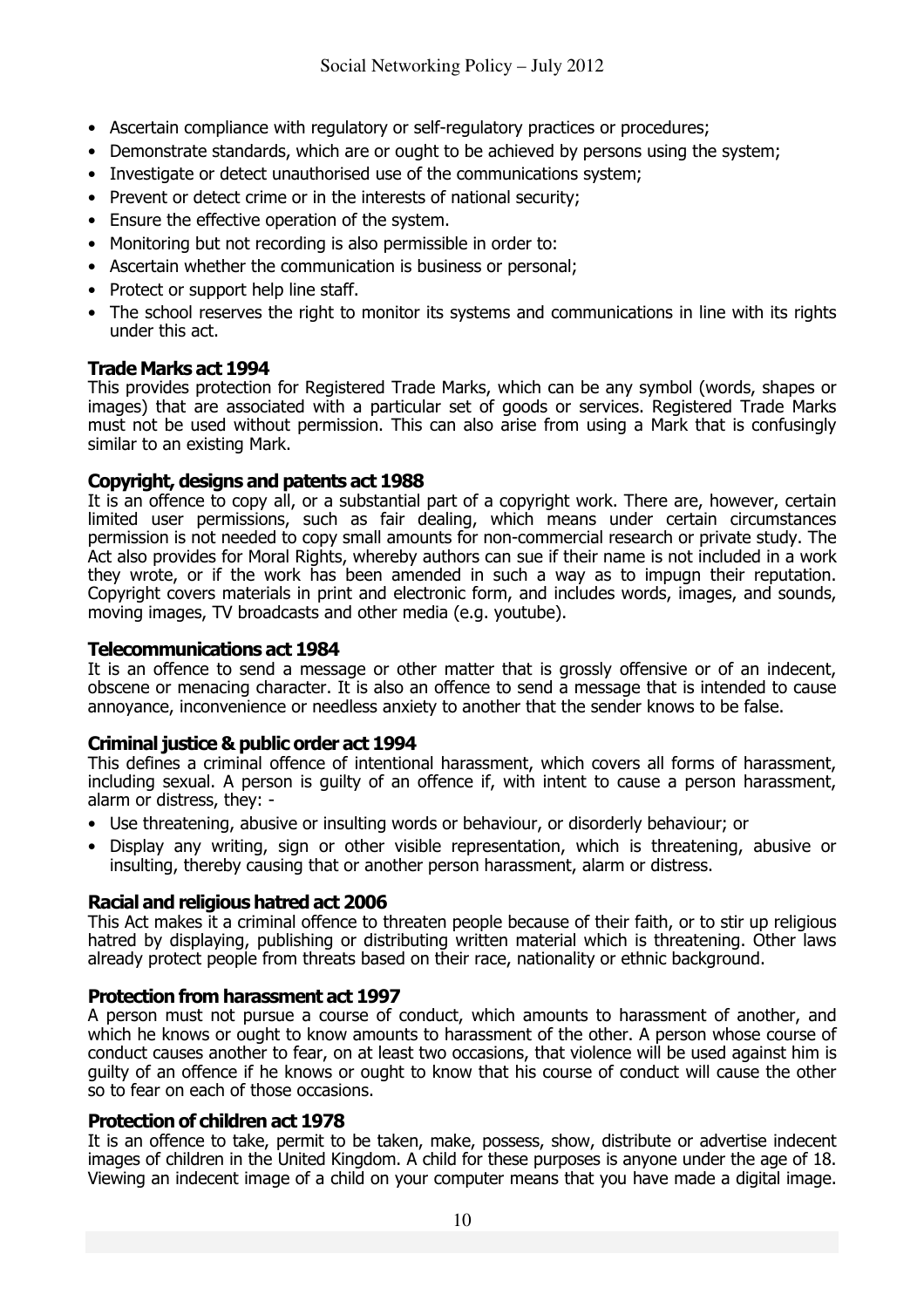- Ascertain compliance with regulatory or self-regulatory practices or procedures;
- Demonstrate standards, which are or ought to be achieved by persons using the system;
- Investigate or detect unauthorised use of the communications system;
- Prevent or detect crime or in the interests of national security;
- Ensure the effective operation of the system.
- Monitoring but not recording is also permissible in order to:
- Ascertain whether the communication is business or personal;
- Protect or support help line staff.
- The school reserves the right to monitor its systems and communications in line with its rights under this act.

**Trade Marks act 1994**

This provides protection for Registered Trade Marks, which can be any symbol (words, shapes or images) that are associated with a particular set of goods or services. Registered Trade Marks must not be used without permission. This can also arise from using a Mark that is confusingly similar to an existing Mark.

**Copyright, designs and patents act 1988**

It is an offence to copy all, or a substantial part of a copyright work. There are, however, certain limited user permissions, such as fair dealing, which means under certain circumstances permission is not needed to copy small amounts for non-commercial research or private study. The Act also provides for Moral Rights, whereby authors can sue if their name is not included in a work they wrote, or if the work has been amended in such a way as to impugn their reputation. Copyright covers materials in print and electronic form, and includes words, images, and sounds, moving images, TV broadcasts and other media (e.g. youtube).

**Telecommunications act 1984**

It is an offence to send a message or other matter that is grossly offensive or of an indecent, obscene or menacing character. It is also an offence to send a message that is intended to cause annoyance, inconvenience or needless anxiety to another that the sender knows to be false.

**Criminal justice & public order act 1994**

This defines a criminal offence of intentional harassment, which covers all forms of harassment, including sexual. A person is guilty of an offence if, with intent to cause a person harassment, alarm or distress, they: -

- Use threatening, abusive or insulting words or behaviour, or disorderly behaviour; or
- Display any writing, sign or other visible representation, which is threatening, abusive or insulting, thereby causing that or another person harassment, alarm or distress.

**Racial and religious hatred act 2006**

This Act makes it a criminal offence to threaten people because of their faith, or to stir up religious hatred by displaying, publishing or distributing written material which is threatening. Other laws already protect people from threats based on their race, nationality or ethnic background.

**Protection from harassment act 1997**

A person must not pursue a course of conduct, which amounts to harassment of another, and which he knows or ought to know amounts to harassment of the other. A person whose course of conduct causes another to fear, on at least two occasions, that violence will be used against him is guilty of an offence if he knows or ought to know that his course of conduct will cause the other so to fear on each of those occasions.

**Protection of children act 1978**

It is an offence to take, permit to be taken, make, possess, show, distribute or advertise indecent images of children in the United Kingdom. A child for these purposes is anyone under the age of 18. Viewing an indecent image of a child on your computer means that you have made a digital image.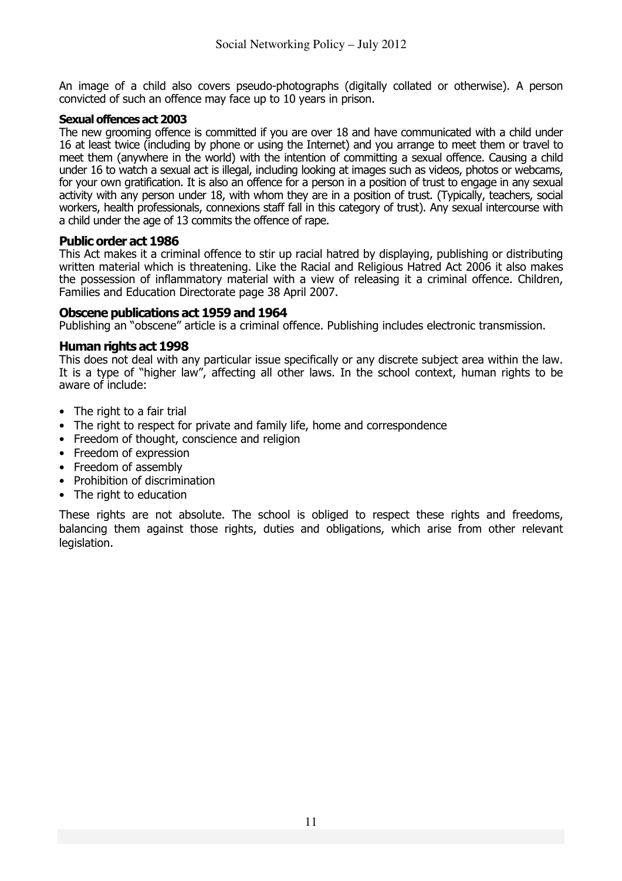An image of a child also covers pseudo-photographs (digitally collated or otherwise). A person convicted of such an offence may face up to 10 years in prison.

**Sexual offences act 2003**

The new grooming offence is committed if you are over 18 and have communicated with a child under 16 at least twice (including by phone or using the Internet) and you arrange to meet them or travel to meet them (anywhere in the world) with the intention of committing a sexual offence. Causing a child under 16 to watch a sexual act is illegal, including looking at images such as videos, photos or webcams, for your own gratification. It is also an offence for a person in a position of trust to engage in any sexual activity with any person under 18, with whom they are in a position of trust. (Typically, teachers, social workers, health professionals, connexions staff fall in this category of trust). Any sexual intercourse with a child under the age of 13 commits the offence of rape.

**Public order act 1986**

This Act makes it a criminal offence to stir up racial hatred by displaying, publishing or distributing written material which is threatening. Like the Racial and Religious Hatred Act 2006 it also makes the possession of inflammatory material with a view of releasing it a criminal offence. Children, Families and Education Directorate page 38 April 2007.

**Obscene publications act 1959 and 1964**

Publishing an "obscene" article is a criminal offence. Publishing includes electronic transmission.

**Human rights act 1998**

This does not deal with any particular issue specifically or any discrete subject area within the law. It is a type of "higher law", affecting all other laws. In the school context, human rights to be aware of include:

- The right to a fair trial
- The right to respect for private and family life, home and correspondence
- Freedom of thought, conscience and religion
- Freedom of expression
- Freedom of assembly
- Prohibition of discrimination
- The right to education

These rights are not absolute. The school is obliged to respect these rights and freedoms, balancing them against those rights, duties and obligations, which arise from other relevant legislation.